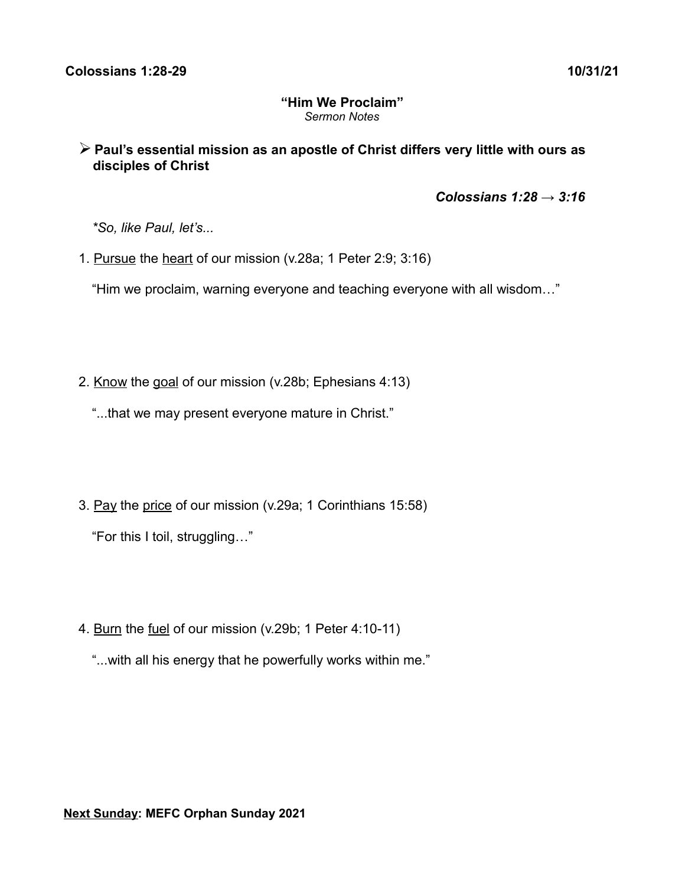**Colossians 1:28-29** **10/31/21**

# "Him We Proclaim"

*Sermon Notes*

- **Paul's essential mission as an apostle of Christ differs very little with ours as disciples of Christ**

***Colossians 1:28 → 3:16***

*\*So, like Paul, let's...*

1. <u>Pursue</u> the <u>heart</u> of our mission (v.28a; 1 Peter 2:9; 3:16)

   "Him we proclaim, warning everyone and teaching everyone with all wisdom…"

2. <u>Know</u> the <u>goal</u> of our mission (v.28b; Ephesians 4:13)

   "...that we may present everyone mature in Christ."

3. <u>Pay</u> the <u>price</u> of our mission (v.29a; 1 Corinthians 15:58)

   "For this I toil, struggling…"

4. <u>Burn</u> the <u>fuel</u> of our mission (v.29b; 1 Peter 4:10-11)

   "...with all his energy that he powerfully works within me."

**<u>Next Sunday</u>: MEFC Orphan Sunday 2021**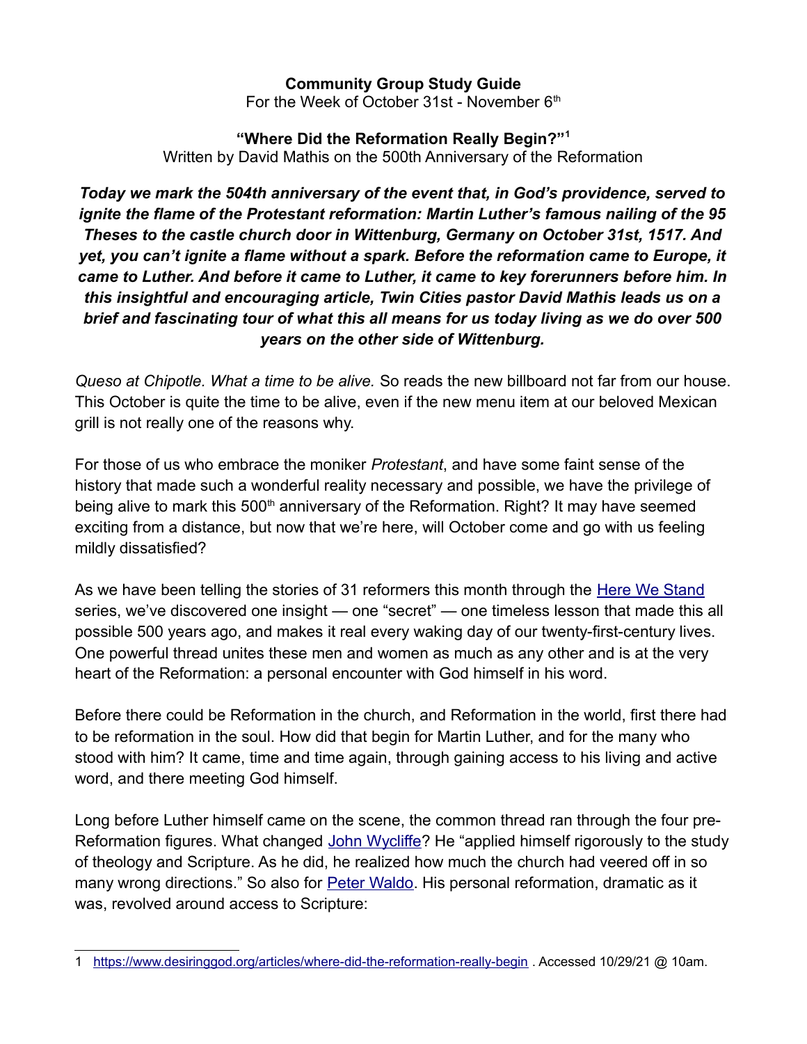**Community Group Study Guide**
For the Week of October 31st - November 6th

**"Where Did the Reformation Really Begin?"[1]**
Written by David Mathis on the 500th Anniversary of the Reformation

***Today we mark the 504th anniversary of the event that, in God's providence, served to ignite the flame of the Protestant reformation: Martin Luther's famous nailing of the 95 Theses to the castle church door in Wittenburg, Germany on October 31st, 1517. And yet, you can't ignite a flame without a spark. Before the reformation came to Europe, it came to Luther. And before it came to Luther, it came to key forerunners before him. In this insightful and encouraging article, Twin Cities pastor David Mathis leads us on a brief and fascinating tour of what this all means for us today living as we do over 500 years on the other side of Wittenburg.***

*Queso at Chipotle. What a time to be alive.* So reads the new billboard not far from our house. This October is quite the time to be alive, even if the new menu item at our beloved Mexican grill is not really one of the reasons why.

For those of us who embrace the moniker *Protestant*, and have some faint sense of the history that made such a wonderful reality necessary and possible, we have the privilege of being alive to mark this 500th anniversary of the Reformation. Right? It may have seemed exciting from a distance, but now that we're here, will October come and go with us feeling mildly dissatisfied?

As we have been telling the stories of 31 reformers this month through the Here We Stand series, we've discovered one insight — one "secret" — one timeless lesson that made this all possible 500 years ago, and makes it real every waking day of our twenty-first-century lives. One powerful thread unites these men and women as much as any other and is at the very heart of the Reformation: a personal encounter with God himself in his word.

Before there could be Reformation in the church, and Reformation in the world, first there had to be reformation in the soul. How did that begin for Martin Luther, and for the many who stood with him? It came, time and time again, through gaining access to his living and active word, and there meeting God himself.

Long before Luther himself came on the scene, the common thread ran through the four pre-Reformation figures. What changed John Wycliffe? He "applied himself rigorously to the study of theology and Scripture. As he did, he realized how much the church had veered off in so many wrong directions." So also for Peter Waldo. His personal reformation, dramatic as it was, revolved around access to Scripture:

---

1 https://www.desiringgod.org/articles/where-did-the-reformation-really-begin . Accessed 10/29/21 @ 10am.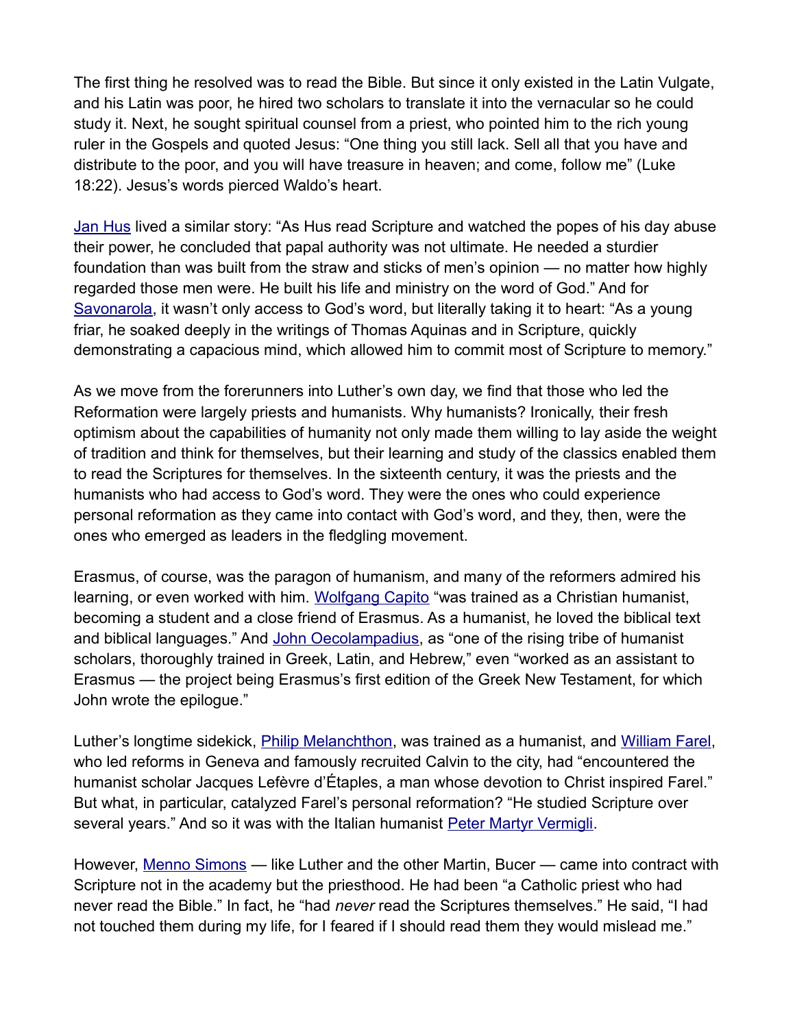The first thing he resolved was to read the Bible. But since it only existed in the Latin Vulgate, and his Latin was poor, he hired two scholars to translate it into the vernacular so he could study it. Next, he sought spiritual counsel from a priest, who pointed him to the rich young ruler in the Gospels and quoted Jesus: "One thing you still lack. Sell all that you have and distribute to the poor, and you will have treasure in heaven; and come, follow me" (Luke 18:22). Jesus's words pierced Waldo's heart.

Jan Hus lived a similar story: "As Hus read Scripture and watched the popes of his day abuse their power, he concluded that papal authority was not ultimate. He needed a sturdier foundation than was built from the straw and sticks of men's opinion — no matter how highly regarded those men were. He built his life and ministry on the word of God." And for Savonarola, it wasn't only access to God's word, but literally taking it to heart: "As a young friar, he soaked deeply in the writings of Thomas Aquinas and in Scripture, quickly demonstrating a capacious mind, which allowed him to commit most of Scripture to memory."

As we move from the forerunners into Luther's own day, we find that those who led the Reformation were largely priests and humanists. Why humanists? Ironically, their fresh optimism about the capabilities of humanity not only made them willing to lay aside the weight of tradition and think for themselves, but their learning and study of the classics enabled them to read the Scriptures for themselves. In the sixteenth century, it was the priests and the humanists who had access to God's word. They were the ones who could experience personal reformation as they came into contact with God's word, and they, then, were the ones who emerged as leaders in the fledgling movement.

Erasmus, of course, was the paragon of humanism, and many of the reformers admired his learning, or even worked with him. Wolfgang Capito "was trained as a Christian humanist, becoming a student and a close friend of Erasmus. As a humanist, he loved the biblical text and biblical languages." And John Oecolampadius, as "one of the rising tribe of humanist scholars, thoroughly trained in Greek, Latin, and Hebrew," even "worked as an assistant to Erasmus — the project being Erasmus's first edition of the Greek New Testament, for which John wrote the epilogue."

Luther's longtime sidekick, Philip Melanchthon, was trained as a humanist, and William Farel, who led reforms in Geneva and famously recruited Calvin to the city, had "encountered the humanist scholar Jacques Lefèvre d'Étaples, a man whose devotion to Christ inspired Farel." But what, in particular, catalyzed Farel's personal reformation? "He studied Scripture over several years." And so it was with the Italian humanist Peter Martyr Vermigli.

However, Menno Simons — like Luther and the other Martin, Bucer — came into contract with Scripture not in the academy but the priesthood. He had been "a Catholic priest who had never read the Bible." In fact, he "had *never* read the Scriptures themselves." He said, "I had not touched them during my life, for I feared if I should read them they would mislead me."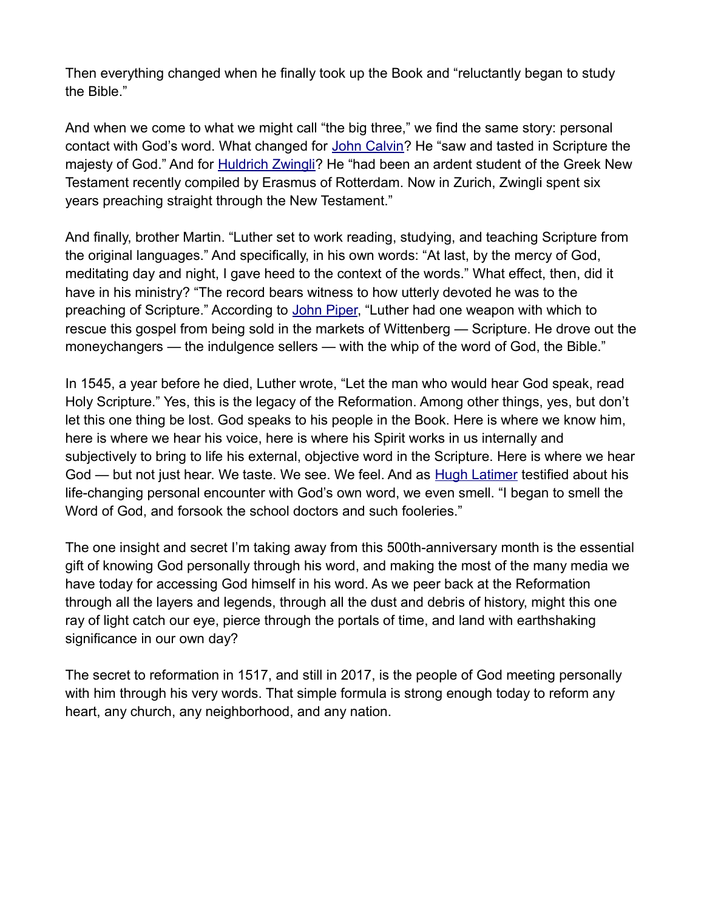Then everything changed when he finally took up the Book and “reluctantly began to study the Bible.”

And when we come to what we might call “the big three,” we find the same story: personal contact with God’s word. What changed for [John Calvin](#)? He “saw and tasted in Scripture the majesty of God.” And for [Huldrich Zwingli](#)? He “had been an ardent student of the Greek New Testament recently compiled by Erasmus of Rotterdam. Now in Zurich, Zwingli spent six years preaching straight through the New Testament.”

And finally, brother Martin. “Luther set to work reading, studying, and teaching Scripture from the original languages.” And specifically, in his own words: “At last, by the mercy of God, meditating day and night, I gave heed to the context of the words.” What effect, then, did it have in his ministry? “The record bears witness to how utterly devoted he was to the preaching of Scripture.” According to [John Piper](#), “Luther had one weapon with which to rescue this gospel from being sold in the markets of Wittenberg — Scripture. He drove out the moneychangers — the indulgence sellers — with the whip of the word of God, the Bible.”

In 1545, a year before he died, Luther wrote, “Let the man who would hear God speak, read Holy Scripture.” Yes, this is the legacy of the Reformation. Among other things, yes, but don’t let this one thing be lost. God speaks to his people in the Book. Here is where we know him, here is where we hear his voice, here is where his Spirit works in us internally and subjectively to bring to life his external, objective word in the Scripture. Here is where we hear God — but not just hear. We taste. We see. We feel. And as [Hugh Latimer](#) testified about his life-changing personal encounter with God’s own word, we even smell. “I began to smell the Word of God, and forsook the school doctors and such fooleries.”

The one insight and secret I’m taking away from this 500th-anniversary month is the essential gift of knowing God personally through his word, and making the most of the many media we have today for accessing God himself in his word. As we peer back at the Reformation through all the layers and legends, through all the dust and debris of history, might this one ray of light catch our eye, pierce through the portals of time, and land with earthshaking significance in our own day?

The secret to reformation in 1517, and still in 2017, is the people of God meeting personally with him through his very words. That simple formula is strong enough today to reform any heart, any church, any neighborhood, and any nation.